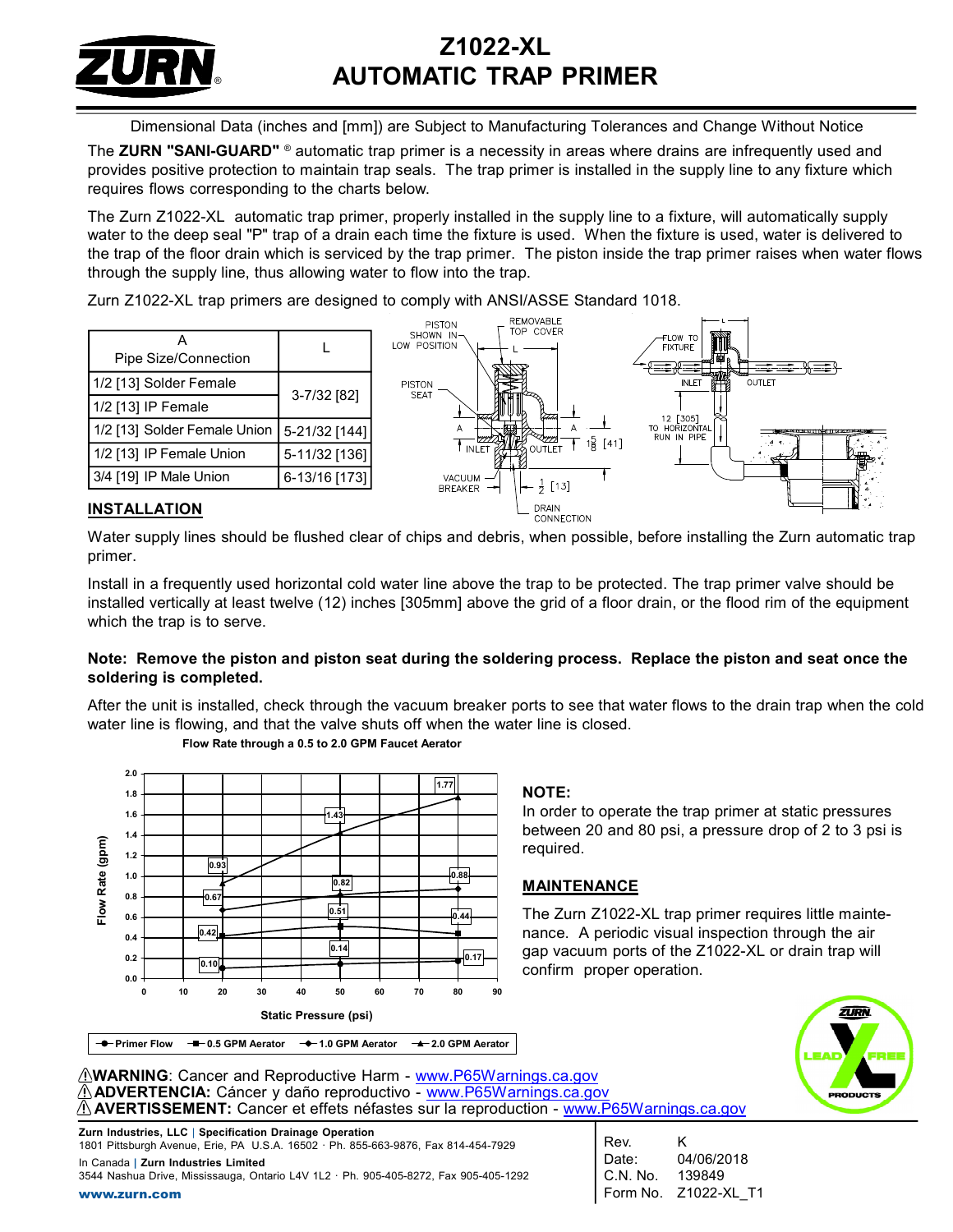# Z1022-XL AUTOMATIC TRAP PRIMER

Dimensional Data (inches and [mm]) are Subject to Manufacturing Tolerances and Change Without Notice

The **ZURN "SANI-GUARD"** ® automatic trap primer is a necessity in areas where drains are infrequently used and provides positive protection to maintain trap seals. The trap primer is installed in the supply line to any fixture which requires flows corresponding to the charts below.

The Zurn Z1022-XL automatic trap primer, properly installed in the supply line to a fixture, will automatically supply water to the deep seal "P" trap of a drain each time the fixture is used. When the fixture is used, water is delivered to the trap of the floor drain which is serviced by the trap primer. The piston inside the trap primer raises when water flows through the supply line, thus allowing water to flow into the trap.

Zurn Z1022-XL trap primers are designed to comply with ANSI/ASSE Standard 1018.

| A Pipe Size/Connection | L |
|---|---|
| 1/2 [13] Solder Female | 3-7/32 [82] |
| 1/2 [13] IP Female | 3-7/32 [82] |
| 1/2 [13] Solder Female Union | 5-21/32 [144] |
| 1/2 [13] IP Female Union | 5-11/32 [136] |
| 3/4 [19] IP Male Union | 6-13/16 [173] |

## INSTALLATION

Water supply lines should be flushed clear of chips and debris, when possible, before installing the Zurn automatic trap primer.

Install in a frequently used horizontal cold water line above the trap to be protected. The trap primer valve should be installed vertically at least twelve (12) inches [305mm] above the grid of a floor drain, or the flood rim of the equipment which the trap is to serve.

**Note: Remove the piston and piston seat during the soldering process. Replace the piston and seat once the soldering is completed.**

After the unit is installed, check through the vacuum breaker ports to see that water flows to the drain trap when the cold water line is flowing, and that the valve shuts off when the water line is closed.

**Flow Rate through a 0.5 to 2.0 GPM Faucet Aerator**

| Static Pressure (psi) | Primer Flow (gpm) | 0.5 GPM Aerator (gpm) | 1.0 GPM Aerator (gpm) | 2.0 GPM Aerator (gpm) |
|---|---|---|---|---|
| 20 | 0.10 | 0.42 | 0.67 | 0.93 |
| 50 | 0.14 | 0.51 | 0.82 | 1.43 |
| 80 | 0.17 | 0.44 | 0.88 | 1.77 |

## NOTE:

In order to operate the trap primer at static pressures between 20 and 80 psi, a pressure drop of 2 to 3 psi is required.

## MAINTENANCE

The Zurn Z1022-XL trap primer requires little maintenance. A periodic visual inspection through the air gap vacuum ports of the Z1022-XL or drain trap will confirm proper operation.

⚠**WARNING**: Cancer and Reproductive Harm - www.P65Warnings.ca.gov
⚠**ADVERTENCIA:** Cáncer y daño reproductivo - www.P65Warnings.ca.gov
⚠**AVERTISSEMENT:** Cancer et effets néfastes sur la reproduction - www.P65Warnings.ca.gov

**Zurn Industries, LLC** | **Specification Drainage Operation**
1801 Pittsburgh Avenue, Erie, PA U.S.A. 16502 · Ph. 855-663-9876, Fax 814-454-7929
In Canada | **Zurn Industries Limited**
3544 Nashua Drive, Mississauga, Ontario L4V 1L2 · Ph. 905-405-8272, Fax 905-405-1292
www.zurn.com

Rev. K
Date: 04/06/2018
C.N. No. 139849
Form No. Z1022-XL_T1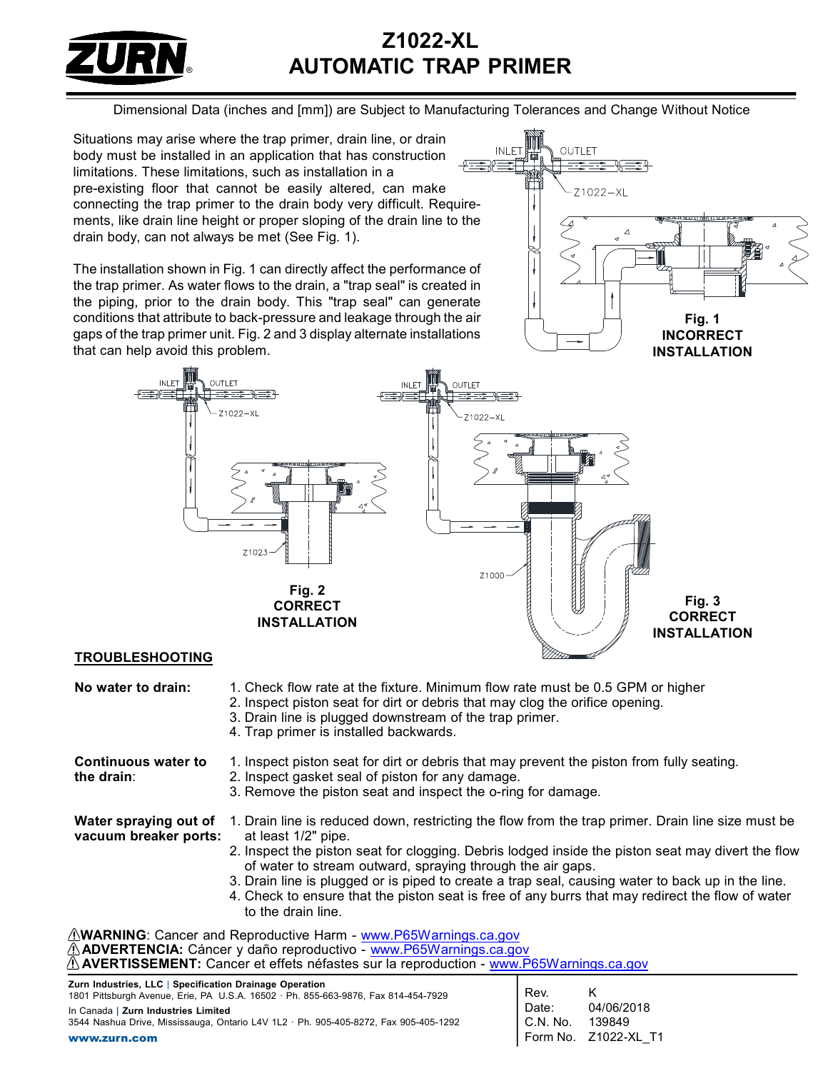# Z1022-XL
# AUTOMATIC TRAP PRIMER

Dimensional Data (inches and [mm]) are Subject to Manufacturing Tolerances and Change Without Notice

Situations may arise where the trap primer, drain line, or drain body must be installed in an application that has construction limitations. These limitations, such as installation in a pre-existing floor that cannot be easily altered, can make connecting the trap primer to the drain body very difficult. Requirements, like drain line height or proper sloping of the drain line to the drain body, can not always be met (See Fig. 1).

The installation shown in Fig. 1 can directly affect the performance of the trap primer. As water flows to the drain, a "trap seal" is created in the piping, prior to the drain body. This "trap seal" can generate conditions that attribute to back-pressure and leakage through the air gaps of the trap primer unit. Fig. 2 and 3 display alternate installations that can help avoid this problem.

INLET
OUTLET
Z1022–XL

**Fig. 1**
**INCORRECT INSTALLATION**

INLET
OUTLET
Z1022–XL
Z1023

**Fig. 2**
**CORRECT INSTALLATION**

INLET
OUTLET
Z1022–XL
Z1000

**Fig. 3**
**CORRECT INSTALLATION**

## TROUBLESHOOTING

**No water to drain:**

1. Check flow rate at the fixture. Minimum flow rate must be 0.5 GPM or higher
2. Inspect piston seat for dirt or debris that may clog the orifice opening.
3. Drain line is plugged downstream of the trap primer.
4. Trap primer is installed backwards.

**Continuous water to the drain:**

1. Inspect piston seat for dirt or debris that may prevent the piston from fully seating.
2. Inspect gasket seal of piston for any damage.
3. Remove the piston seat and inspect the o-ring for damage.

**Water spraying out of vacuum breaker ports:**

1. Drain line is reduced down, restricting the flow from the trap primer. Drain line size must be at least 1/2" pipe.
2. Inspect the piston seat for clogging. Debris lodged inside the piston seat may divert the flow of water to stream outward, spraying through the air gaps.
3. Drain line is plugged or is piped to create a trap seal, causing water to back up in the line.
4. Check to ensure that the piston seat is free of any burrs that may redirect the flow of water to the drain line.

⚠**WARNING**: Cancer and Reproductive Harm - www.P65Warnings.ca.gov
⚠**ADVERTENCIA:** Cáncer y daño reproductivo - www.P65Warnings.ca.gov
⚠**AVERTISSEMENT:** Cancer et effets néfastes sur la reproduction - www.P65Warnings.ca.gov

**Zurn Industries, LLC** | **Specification Drainage Operation**
1801 Pittsburgh Avenue, Erie, PA U.S.A. 16502 · Ph. 855-663-9876, Fax 814-454-7929
In Canada | **Zurn Industries Limited**
3544 Nashua Drive, Mississauga, Ontario L4V 1L2 · Ph. 905-405-8272, Fax 905-405-1292
**www.zurn.com**

| | |
|---|---|
| Rev. | K |
| Date: | 04/06/2018 |
| C.N. No. | 139849 |
| Form No. | Z1022-XL_T1 |